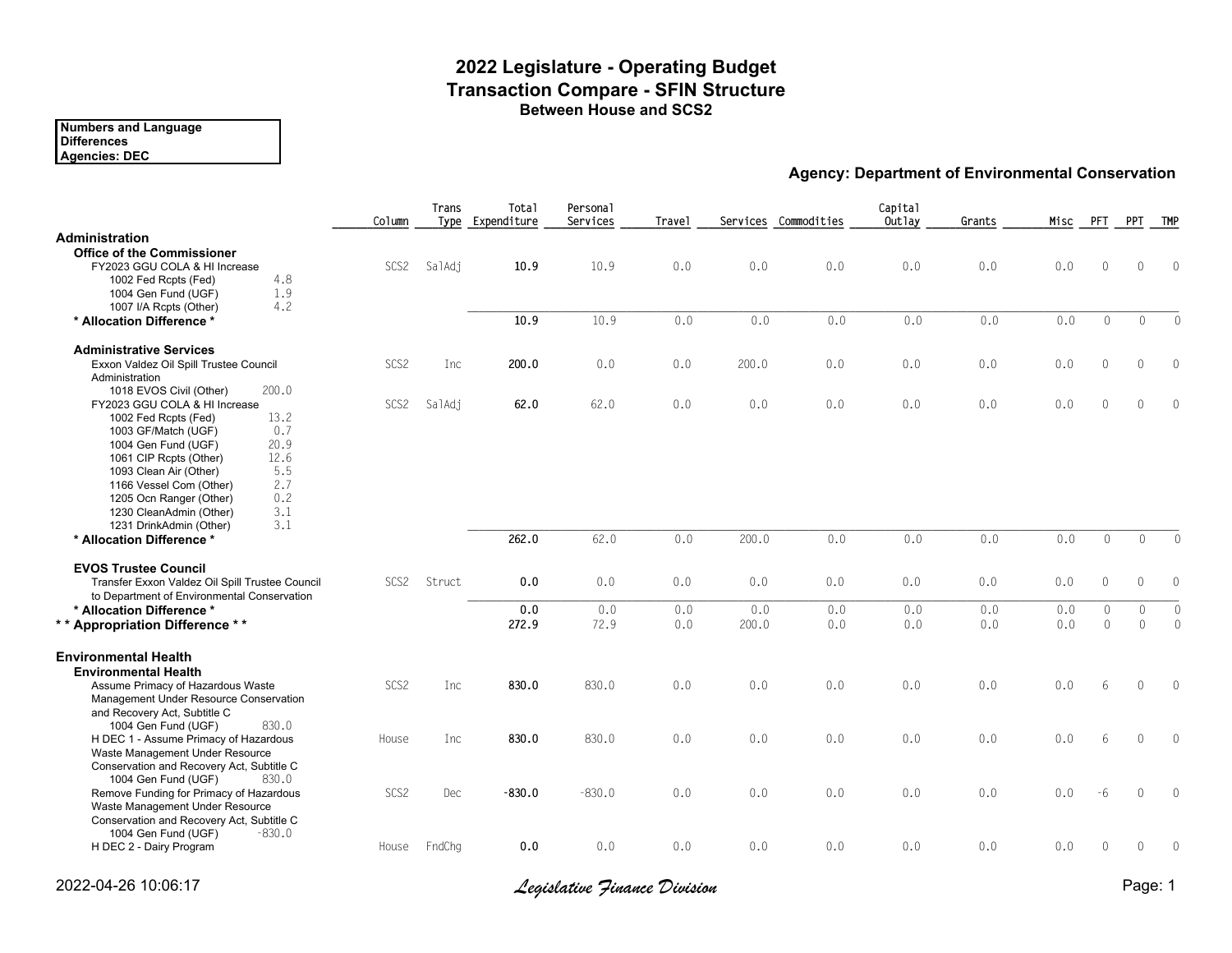# 2022 Legislature - Operating Budget
## Transaction Compare - SFIN Structure
### Between House and SCS2

**Numbers and Language Differences**
**Agencies: DEC**

### Agency: Department of Environmental Conservation

| | Column | Trans Type | Total Expenditure | Personal Services | Travel | Services | Commodities | Capital Outlay | Grants | Misc | PFT | PPT | TMP |
|---|---|---|---|---|---|---|---|---|---|---|---|---|---|
| **Administration** | | | | | | | | | | | | | |
| **Office of the Commissioner** | | | | | | | | | | | | | |
| FY2023 GGU COLA & HI Increase | SCS2 | SalAdj | **10.9** | 10.9 | 0.0 | 0.0 | 0.0 | 0.0 | 0.0 | 0.0 | 0 | 0 | 0 |
| 1002 Fed Rcpts (Fed) 4.8 | | | | | | | | | | | | | |
| 1004 Gen Fund (UGF) 1.9 | | | | | | | | | | | | | |
| 1007 I/A Rcpts (Other) 4.2 | | | | | | | | | | | | | |
| **\* Allocation Difference \*** | | | **10.9** | 10.9 | 0.0 | 0.0 | 0.0 | 0.0 | 0.0 | 0.0 | 0 | 0 | 0 |
| **Administrative Services** | | | | | | | | | | | | | |
| Exxon Valdez Oil Spill Trustee Council Administration | SCS2 | Inc | **200.0** | 0.0 | 0.0 | 200.0 | 0.0 | 0.0 | 0.0 | 0.0 | 0 | 0 | 0 |
| 1018 EVOS Civil (Other) 200.0 | | | | | | | | | | | | | |
| FY2023 GGU COLA & HI Increase | SCS2 | SalAdj | **62.0** | 62.0 | 0.0 | 0.0 | 0.0 | 0.0 | 0.0 | 0.0 | 0 | 0 | 0 |
| 1002 Fed Rcpts (Fed) 13.2 | | | | | | | | | | | | | |
| 1003 GF/Match (UGF) 0.7 | | | | | | | | | | | | | |
| 1004 Gen Fund (UGF) 20.9 | | | | | | | | | | | | | |
| 1061 CIP Rcpts (Other) 12.6 | | | | | | | | | | | | | |
| 1093 Clean Air (Other) 5.5 | | | | | | | | | | | | | |
| 1166 Vessel Com (Other) 2.7 | | | | | | | | | | | | | |
| 1205 Ocn Ranger (Other) 0.2 | | | | | | | | | | | | | |
| 1230 CleanAdmin (Other) 3.1 | | | | | | | | | | | | | |
| 1231 DrinkAdmin (Other) 3.1 | | | | | | | | | | | | | |
| **\* Allocation Difference \*** | | | **262.0** | 62.0 | 0.0 | 200.0 | 0.0 | 0.0 | 0.0 | 0.0 | 0 | 0 | 0 |
| **EVOS Trustee Council** | | | | | | | | | | | | | |
| Transfer Exxon Valdez Oil Spill Trustee Council to Department of Environmental Conservation | SCS2 | Struct | **0.0** | 0.0 | 0.0 | 0.0 | 0.0 | 0.0 | 0.0 | 0.0 | 0 | 0 | 0 |
| **\* Allocation Difference \*** | | | **0.0** | 0.0 | 0.0 | 0.0 | 0.0 | 0.0 | 0.0 | 0.0 | 0 | 0 | 0 |
| **\* \* Appropriation Difference \* \*** | | | **272.9** | 72.9 | 0.0 | 200.0 | 0.0 | 0.0 | 0.0 | 0.0 | 0 | 0 | 0 |
| **Environmental Health** | | | | | | | | | | | | | |
| **Environmental Health** | | | | | | | | | | | | | |
| Assume Primacy of Hazardous Waste Management Under Resource Conservation and Recovery Act, Subtitle C | SCS2 | Inc | **830.0** | 830.0 | 0.0 | 0.0 | 0.0 | 0.0 | 0.0 | 0.0 | 6 | 0 | 0 |
| 1004 Gen Fund (UGF) 830.0 | | | | | | | | | | | | | |
| H DEC 1 - Assume Primacy of Hazardous Waste Management Under Resource Conservation and Recovery Act, Subtitle C | House | Inc | **830.0** | 830.0 | 0.0 | 0.0 | 0.0 | 0.0 | 0.0 | 0.0 | 6 | 0 | 0 |
| 1004 Gen Fund (UGF) 830.0 | | | | | | | | | | | | | |
| Remove Funding for Primacy of Hazardous Waste Management Under Resource Conservation and Recovery Act, Subtitle C | SCS2 | Dec | **-830.0** | -830.0 | 0.0 | 0.0 | 0.0 | 0.0 | 0.0 | 0.0 | -6 | 0 | 0 |
| 1004 Gen Fund (UGF) -830.0 | | | | | | | | | | | | | |
| H DEC 2 - Dairy Program | House | FndChg | **0.0** | 0.0 | 0.0 | 0.0 | 0.0 | 0.0 | 0.0 | 0.0 | 0 | 0 | 0 |

2022-04-26 10:06:17 — *Legislative Finance Division*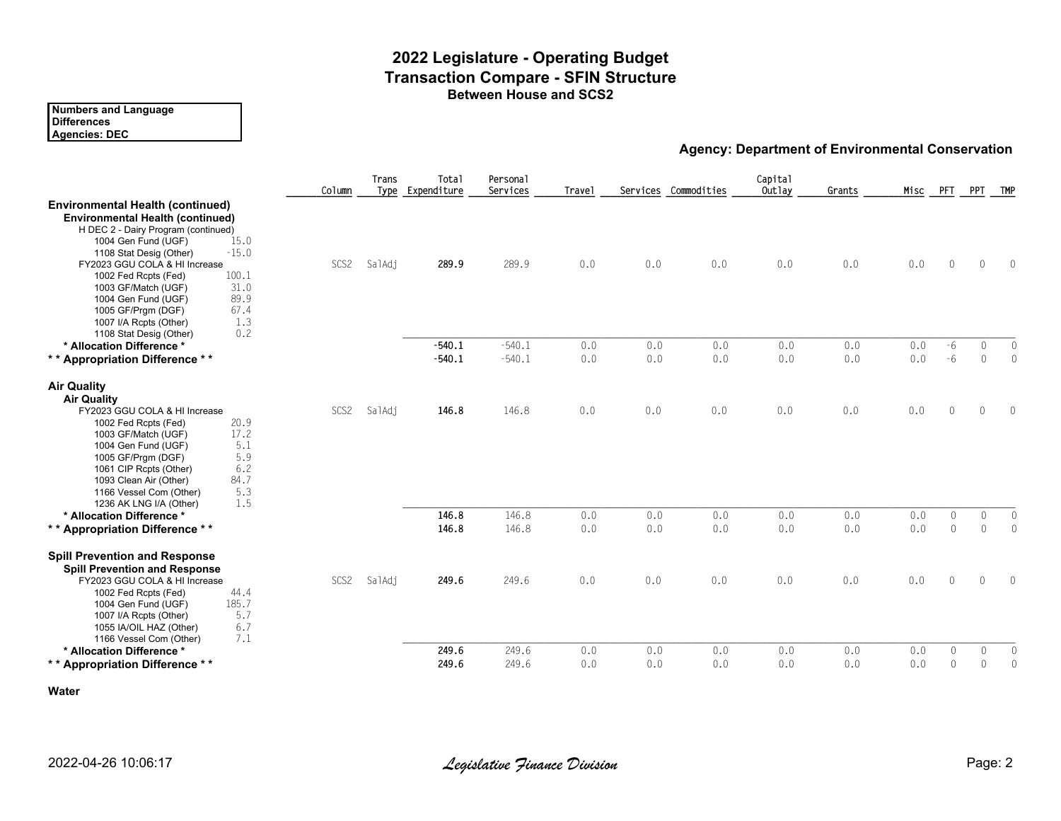# 2022 Legislature - Operating Budget
## Transaction Compare - SFIN Structure
### Between House and SCS2

**Numbers and Language Differences**
**Agencies: DEC**

**Agency: Department of Environmental Conservation**

| | Column | Trans Type | Total Expenditure | Personal Services | Travel | Services | Commodities | Capital Outlay | Grants | Misc | PFT | PPT | TMP |
|---|---|---|---|---|---|---|---|---|---|---|---|---|---|
| **Environmental Health (continued)** | | | | | | | | | | | | | |
| **Environmental Health (continued)** | | | | | | | | | | | | | |
| H DEC 2 - Dairy Program (continued) | | | | | | | | | | | | | |
| 1004 Gen Fund (UGF) 15.0 | | | | | | | | | | | | | |
| 1108 Stat Desig (Other) -15.0 | | | | | | | | | | | | | |
| FY2023 GGU COLA & HI Increase | SCS2 | SalAdj | **289.9** | 289.9 | 0.0 | 0.0 | 0.0 | 0.0 | 0.0 | 0.0 | 0 | 0 | 0 |
| 1002 Fed Rcpts (Fed) 100.1 | | | | | | | | | | | | | |
| 1003 GF/Match (UGF) 31.0 | | | | | | | | | | | | | |
| 1004 Gen Fund (UGF) 89.9 | | | | | | | | | | | | | |
| 1005 GF/Prgm (DGF) 67.4 | | | | | | | | | | | | | |
| 1007 I/A Rcpts (Other) 1.3 | | | | | | | | | | | | | |
| 1108 Stat Desig (Other) 0.2 | | | | | | | | | | | | | |
| **\* Allocation Difference \*** | | | **-540.1** | -540.1 | 0.0 | 0.0 | 0.0 | 0.0 | 0.0 | 0.0 | -6 | 0 | 0 |
| **\* \* Appropriation Difference \* \*** | | | **-540.1** | -540.1 | 0.0 | 0.0 | 0.0 | 0.0 | 0.0 | 0.0 | -6 | 0 | 0 |
| **Air Quality** | | | | | | | | | | | | | |
| **Air Quality** | | | | | | | | | | | | | |
| FY2023 GGU COLA & HI Increase | SCS2 | SalAdj | **146.8** | 146.8 | 0.0 | 0.0 | 0.0 | 0.0 | 0.0 | 0.0 | 0 | 0 | 0 |
| 1002 Fed Rcpts (Fed) 20.9 | | | | | | | | | | | | | |
| 1003 GF/Match (UGF) 17.2 | | | | | | | | | | | | | |
| 1004 Gen Fund (UGF) 5.1 | | | | | | | | | | | | | |
| 1005 GF/Prgm (DGF) 5.9 | | | | | | | | | | | | | |
| 1061 CIP Rcpts (Other) 6.2 | | | | | | | | | | | | | |
| 1093 Clean Air (Other) 84.7 | | | | | | | | | | | | | |
| 1166 Vessel Com (Other) 5.3 | | | | | | | | | | | | | |
| 1236 AK LNG I/A (Other) 1.5 | | | | | | | | | | | | | |
| **\* Allocation Difference \*** | | | **146.8** | 146.8 | 0.0 | 0.0 | 0.0 | 0.0 | 0.0 | 0.0 | 0 | 0 | 0 |
| **\* \* Appropriation Difference \* \*** | | | **146.8** | 146.8 | 0.0 | 0.0 | 0.0 | 0.0 | 0.0 | 0.0 | 0 | 0 | 0 |
| **Spill Prevention and Response** | | | | | | | | | | | | | |
| **Spill Prevention and Response** | | | | | | | | | | | | | |
| FY2023 GGU COLA & HI Increase | SCS2 | SalAdj | **249.6** | 249.6 | 0.0 | 0.0 | 0.0 | 0.0 | 0.0 | 0.0 | 0 | 0 | 0 |
| 1002 Fed Rcpts (Fed) 44.4 | | | | | | | | | | | | | |
| 1004 Gen Fund (UGF) 185.7 | | | | | | | | | | | | | |
| 1007 I/A Rcpts (Other) 5.7 | | | | | | | | | | | | | |
| 1055 IA/OIL HAZ (Other) 6.7 | | | | | | | | | | | | | |
| 1166 Vessel Com (Other) 7.1 | | | | | | | | | | | | | |
| **\* Allocation Difference \*** | | | **249.6** | 249.6 | 0.0 | 0.0 | 0.0 | 0.0 | 0.0 | 0.0 | 0 | 0 | 0 |
| **\* \* Appropriation Difference \* \*** | | | **249.6** | 249.6 | 0.0 | 0.0 | 0.0 | 0.0 | 0.0 | 0.0 | 0 | 0 | 0 |
| **Water** | | | | | | | | | | | | | |

2022-04-26 10:06:17 *Legislative Finance Division*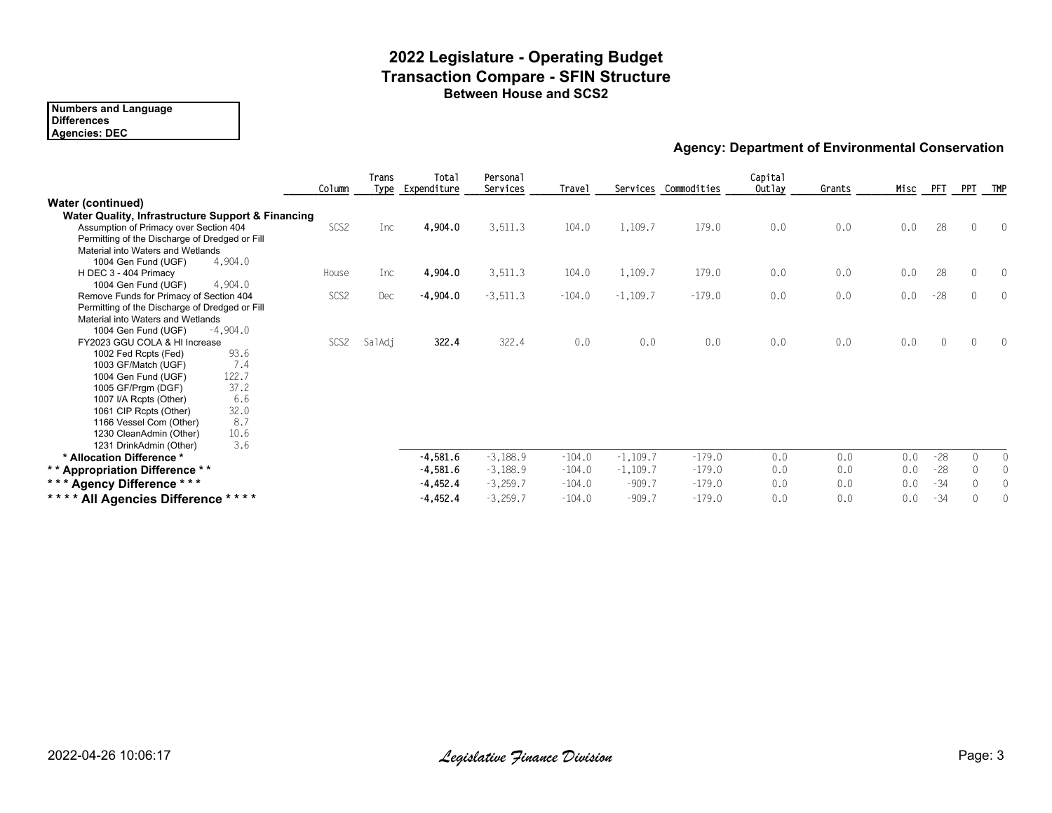# 2022 Legislature - Operating Budget
## Transaction Compare - SFIN Structure
### Between House and SCS2

**Numbers and Language Differences**
**Agencies: DEC**

**Agency: Department of Environmental Conservation**

| | Column | Trans Type | Total Expenditure | Personal Services | Travel | Services | Commodities | Capital Outlay | Grants | Misc | PFT | PPT | TMP |
|---|---|---|---|---|---|---|---|---|---|---|---|---|---|
| **Water (continued)** | | | | | | | | | | | | | |
| **Water Quality, Infrastructure Support & Financing** | | | | | | | | | | | | | |
| Assumption of Primacy over Section 404 Permitting of the Discharge of Dredged or Fill Material into Waters and Wetlands | SCS2 | Inc | **4,904.0** | 3,511.3 | 104.0 | 1,109.7 | 179.0 | 0.0 | 0.0 | 0.0 | 28 | 0 | 0 |
| 1004 Gen Fund (UGF) 4,904.0 | | | | | | | | | | | | | |
| H DEC 3 - 404 Primacy | House | Inc | **4,904.0** | 3,511.3 | 104.0 | 1,109.7 | 179.0 | 0.0 | 0.0 | 0.0 | 28 | 0 | 0 |
| 1004 Gen Fund (UGF) 4,904.0 | | | | | | | | | | | | | |
| Remove Funds for Primacy of Section 404 Permitting of the Discharge of Dredged or Fill Material into Waters and Wetlands | SCS2 | Dec | **-4,904.0** | -3,511.3 | -104.0 | -1,109.7 | -179.0 | 0.0 | 0.0 | 0.0 | -28 | 0 | 0 |
| 1004 Gen Fund (UGF) -4,904.0 | | | | | | | | | | | | | |
| FY2023 GGU COLA & HI Increase | SCS2 | SalAdj | **322.4** | 322.4 | 0.0 | 0.0 | 0.0 | 0.0 | 0.0 | 0.0 | 0 | 0 | 0 |
| 1002 Fed Rcpts (Fed) 93.6 | | | | | | | | | | | | | |
| 1003 GF/Match (UGF) 7.4 | | | | | | | | | | | | | |
| 1004 Gen Fund (UGF) 122.7 | | | | | | | | | | | | | |
| 1005 GF/Prgm (DGF) 37.2 | | | | | | | | | | | | | |
| 1007 I/A Rcpts (Other) 6.6 | | | | | | | | | | | | | |
| 1061 CIP Rcpts (Other) 32.0 | | | | | | | | | | | | | |
| 1166 Vessel Com (Other) 8.7 | | | | | | | | | | | | | |
| 1230 CleanAdmin (Other) 10.6 | | | | | | | | | | | | | |
| 1231 DrinkAdmin (Other) 3.6 | | | | | | | | | | | | | |
| **\* Allocation Difference \*** | | | -4,581.6 | -3,188.9 | -104.0 | -1,109.7 | -179.0 | 0.0 | 0.0 | 0.0 | -28 | 0 | 0 |
| **\* \* Appropriation Difference \* \*** | | | -4,581.6 | -3,188.9 | -104.0 | -1,109.7 | -179.0 | 0.0 | 0.0 | 0.0 | -28 | 0 | 0 |
| **\* \* \* Agency Difference \* \* \*** | | | -4,452.4 | -3,259.7 | -104.0 | -909.7 | -179.0 | 0.0 | 0.0 | 0.0 | -34 | 0 | 0 |
| **\* \* \* \* All Agencies Difference \* \* \* \*** | | | -4,452.4 | -3,259.7 | -104.0 | -909.7 | -179.0 | 0.0 | 0.0 | 0.0 | -34 | 0 | 0 |

2022-04-26 10:06:17 *Legislative Finance Division*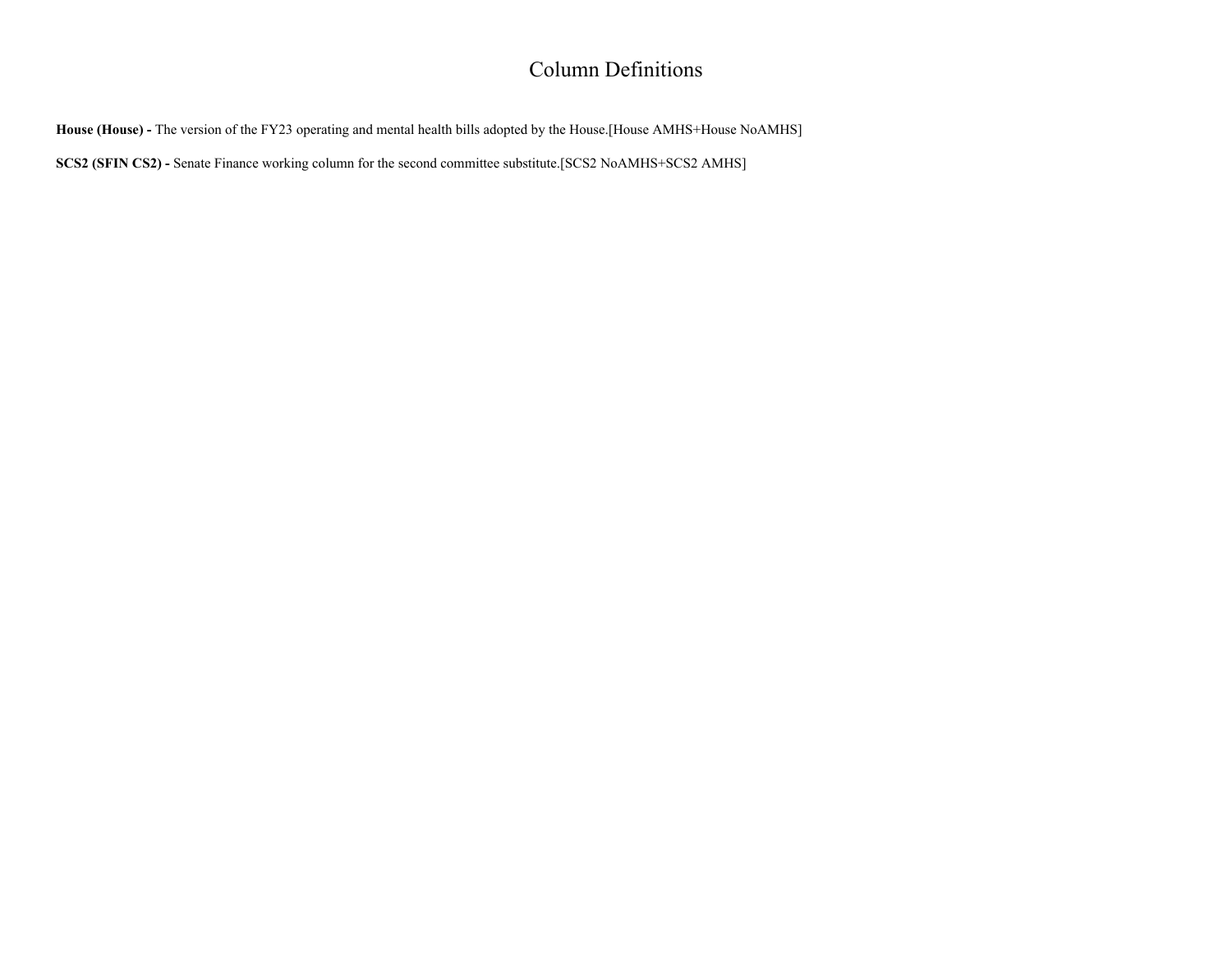# Column Definitions

**House (House) -** The version of the FY23 operating and mental health bills adopted by the House.[House AMHS+House NoAMHS]

**SCS2 (SFIN CS2) -** Senate Finance working column for the second committee substitute.[SCS2 NoAMHS+SCS2 AMHS]